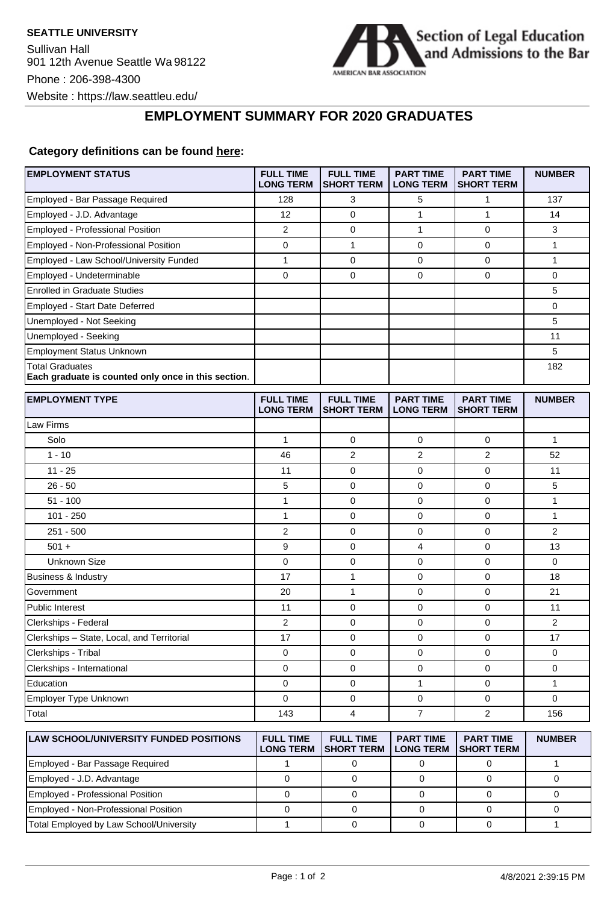**SEATTLE UNIVERSITY**

Sullivan Hall
901 12th Avenue Seattle Wa 98122
Phone : 206-398-4300
Website : https://law.seattleu.edu/

Section of Legal Education and Admissions to the Bar
AMERICAN BAR ASSOCIATION

# EMPLOYMENT SUMMARY FOR 2020 GRADUATES

### Category definitions can be found here:

| EMPLOYMENT STATUS | FULL TIME LONG TERM | FULL TIME SHORT TERM | PART TIME LONG TERM | PART TIME SHORT TERM | NUMBER |
|---|---|---|---|---|---|
| Employed - Bar Passage Required | 128 | 3 | 5 | 1 | 137 |
| Employed - J.D. Advantage | 12 | 0 | 1 | 1 | 14 |
| Employed - Professional Position | 2 | 0 | 1 | 0 | 3 |
| Employed - Non-Professional Position | 0 | 1 | 0 | 0 | 1 |
| Employed - Law School/University Funded | 1 | 0 | 0 | 0 | 1 |
| Employed - Undeterminable | 0 | 0 | 0 | 0 | 0 |
| Enrolled in Graduate Studies | | | | | 5 |
| Employed - Start Date Deferred | | | | | 0 |
| Unemployed - Not Seeking | | | | | 5 |
| Unemployed - Seeking | | | | | 11 |
| Employment Status Unknown | | | | | 5 |
| Total Graduates **Each graduate is counted only once in this section.** | | | | | 182 |

| EMPLOYMENT TYPE | FULL TIME LONG TERM | FULL TIME SHORT TERM | PART TIME LONG TERM | PART TIME SHORT TERM | NUMBER |
|---|---|---|---|---|---|
| Law Firms | | | | | |
| Solo | 1 | 0 | 0 | 0 | 1 |
| 1 - 10 | 46 | 2 | 2 | 2 | 52 |
| 11 - 25 | 11 | 0 | 0 | 0 | 11 |
| 26 - 50 | 5 | 0 | 0 | 0 | 5 |
| 51 - 100 | 1 | 0 | 0 | 0 | 1 |
| 101 - 250 | 1 | 0 | 0 | 0 | 1 |
| 251 - 500 | 2 | 0 | 0 | 0 | 2 |
| 501 + | 9 | 0 | 4 | 0 | 13 |
| Unknown Size | 0 | 0 | 0 | 0 | 0 |
| Business & Industry | 17 | 1 | 0 | 0 | 18 |
| Government | 20 | 1 | 0 | 0 | 21 |
| Public Interest | 11 | 0 | 0 | 0 | 11 |
| Clerkships - Federal | 2 | 0 | 0 | 0 | 2 |
| Clerkships – State, Local, and Territorial | 17 | 0 | 0 | 0 | 17 |
| Clerkships - Tribal | 0 | 0 | 0 | 0 | 0 |
| Clerkships - International | 0 | 0 | 0 | 0 | 0 |
| Education | 0 | 0 | 1 | 0 | 1 |
| Employer Type Unknown | 0 | 0 | 0 | 0 | 0 |
| Total | 143 | 4 | 7 | 2 | 156 |

| LAW SCHOOL/UNIVERSITY FUNDED POSITIONS | FULL TIME LONG TERM | FULL TIME SHORT TERM | PART TIME LONG TERM | PART TIME SHORT TERM | NUMBER |
|---|---|---|---|---|---|
| Employed - Bar Passage Required | 1 | 0 | 0 | 0 | 1 |
| Employed - J.D. Advantage | 0 | 0 | 0 | 0 | 0 |
| Employed - Professional Position | 0 | 0 | 0 | 0 | 0 |
| Employed - Non-Professional Position | 0 | 0 | 0 | 0 | 0 |
| Total Employed by Law School/University | 1 | 0 | 0 | 0 | 1 |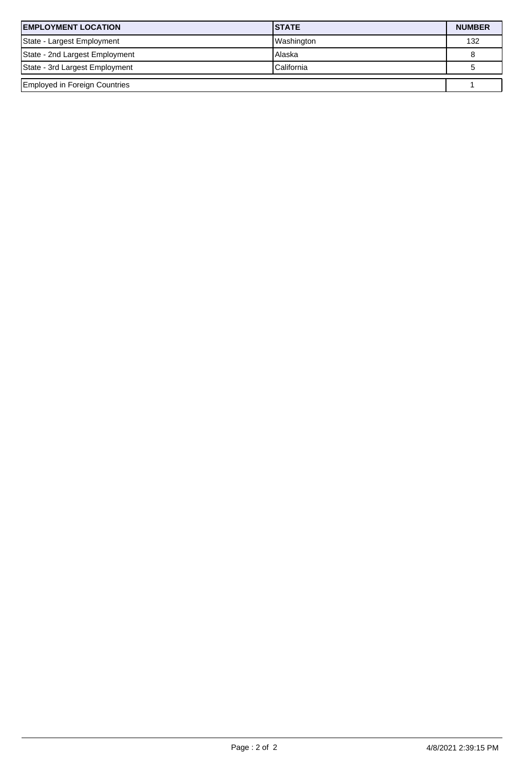| EMPLOYMENT LOCATION | STATE | NUMBER |
|---|---|---|
| State - Largest Employment | Washington | 132 |
| State - 2nd Largest Employment | Alaska | 8 |
| State - 3rd Largest Employment | California | 5 |
| Employed in Foreign Countries | | 1 |